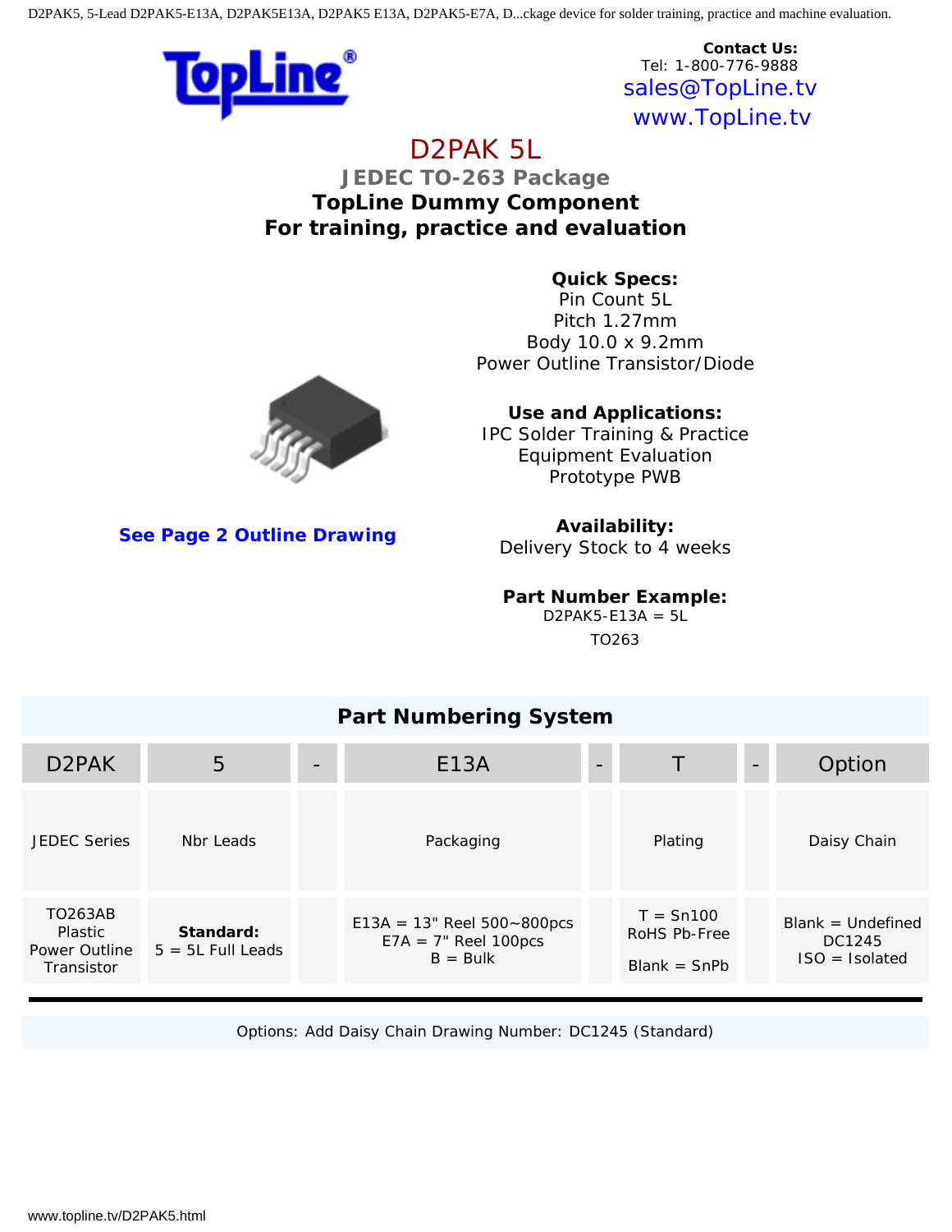**Contact Us:**
Tel: 1-800-776-9888
sales@TopLine.tv
www.TopLine.tv

# D2PAK 5L

## JEDEC TO-263 Package

### TopLine Dummy Component
### For training, practice and evaluation

**Quick Specs:**
Pin Count 5L
Pitch 1.27mm
Body 10.0 x 9.2mm
Power Outline Transistor/Diode

**Use and Applications:**
IPC Solder Training & Practice
Equipment Evaluation
Prototype PWB

**See Page 2 Outline Drawing**

**Availability:**
Delivery Stock to 4 weeks

**Part Number Example:**
D2PAK5-E13A = 5L TO263

## Part Numbering System

| D2PAK | 5 | - | E13A | - | T | - | Option |
|---|---|---|---|---|---|---|---|
| JEDEC Series | Nbr Leads | | Packaging | | Plating | | Daisy Chain |
| TO263AB Plastic Power Outline Transistor | **Standard:** 5 = 5L Full Leads | | E13A = 13" Reel 500~800pcs<br>E7A = 7" Reel 100pcs<br>B = Bulk | | T = Sn100 RoHS Pb-Free<br>Blank = SnPb | | Blank = Undefined<br>DC1245<br>ISO = Isolated |

Options: Add Daisy Chain Drawing Number: DC1245 (Standard)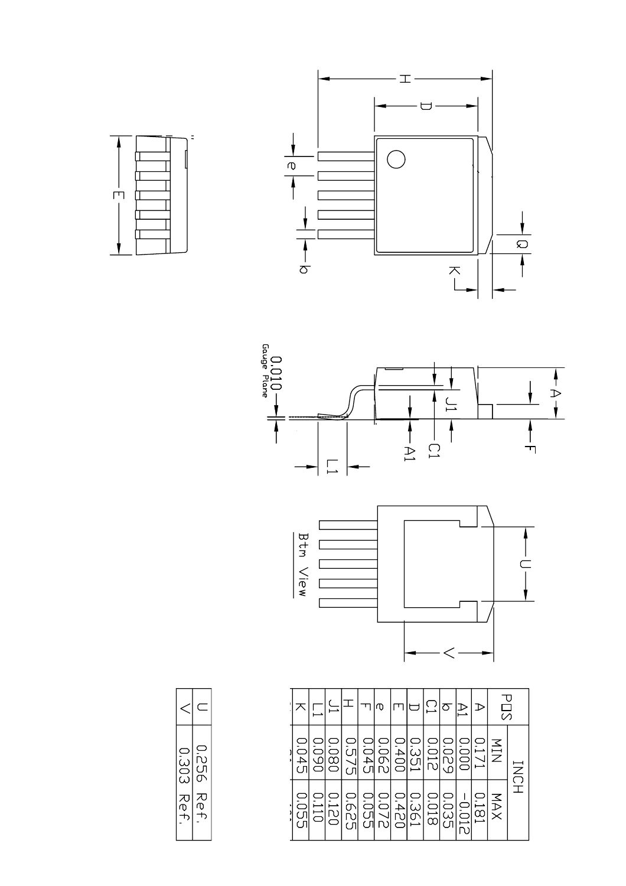| P□S | INCH | |
|---|---|---|
| | MIN | MAX |
| A | 0.171 | 0.181 |
| A1 | 0.000 | -0.012 |
| b | 0.029 | 0.035 |
| C1 | 0.012 | 0.018 |
| D | 0.351 | 0.361 |
| E | 0.400 | 0.420 |
| e | 0.062 | 0.072 |
| F | 0.045 | 0.055 |
| H | 0.575 | 0.625 |
| J1 | 0.080 | 0.120 |
| L1 | 0.090 | 0.110 |
| K | 0.045 | 0.055 |

| U | 0.256 Ref. |
|---|---|
| V | 0.303 Ref. |

Btm View

0.010 Gauge Plane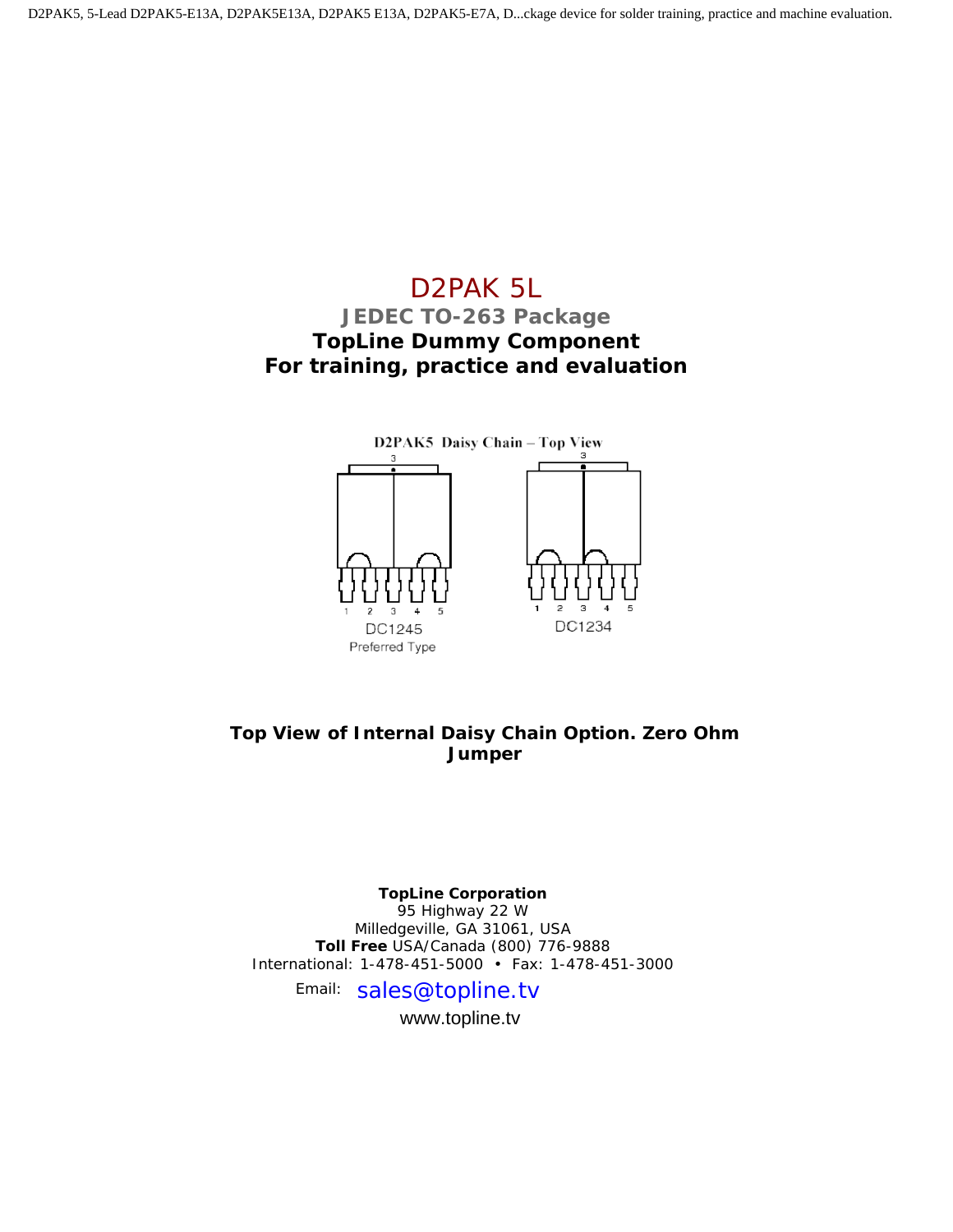# D2PAK 5L

## JEDEC TO-263 Package

**TopLine Dummy Component**
**For training, practice and evaluation**

D2PAK5 Daisy Chain – Top View

3
1 2 3 4 5
DC1245
Preferred Type

3
1 2 3 4 5
DC1234

**Top View of Internal Daisy Chain Option. Zero Ohm Jumper**

**TopLine Corporation**
95 Highway 22 W
Milledgeville, GA 31061, USA
**Toll Free** USA/Canada (800) 776-9888
International: 1-478-451-5000 • Fax: 1-478-451-3000
Email: sales@topline.tv
www.topline.tv